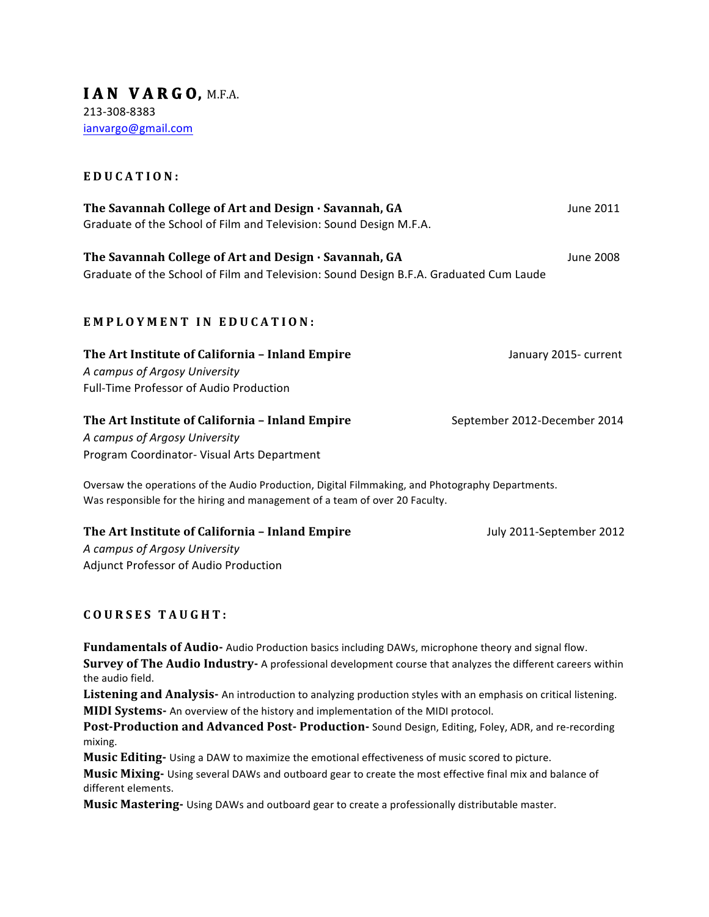# IAN VARGO, M.F.A.

213-308-8383
ianvargo@gmail.com

## EDUCATION:

**The Savannah College of Art and Design · Savannah, GA** June 2011
Graduate of the School of Film and Television: Sound Design M.F.A.

**The Savannah College of Art and Design · Savannah, GA** June 2008
Graduate of the School of Film and Television: Sound Design B.F.A. Graduated Cum Laude

## EMPLOYMENT IN EDUCATION:

**The Art Institute of California – Inland Empire** January 2015- current
*A campus of Argosy University*
Full-Time Professor of Audio Production

**The Art Institute of California – Inland Empire** September 2012-December 2014
*A campus of Argosy University*
Program Coordinator- Visual Arts Department

Oversaw the operations of the Audio Production, Digital Filmmaking, and Photography Departments.
Was responsible for the hiring and management of a team of over 20 Faculty.

**The Art Institute of California – Inland Empire** July 2011-September 2012
*A campus of Argosy University*
Adjunct Professor of Audio Production

## COURSES TAUGHT:

**Fundamentals of Audio-** Audio Production basics including DAWs, microphone theory and signal flow.
**Survey of The Audio Industry-** A professional development course that analyzes the different careers within the audio field.
**Listening and Analysis-** An introduction to analyzing production styles with an emphasis on critical listening.
**MIDI Systems-** An overview of the history and implementation of the MIDI protocol.
**Post-Production and Advanced Post- Production-** Sound Design, Editing, Foley, ADR, and re-recording mixing.
**Music Editing-** Using a DAW to maximize the emotional effectiveness of music scored to picture.
**Music Mixing-** Using several DAWs and outboard gear to create the most effective final mix and balance of different elements.
**Music Mastering-** Using DAWs and outboard gear to create a professionally distributable master.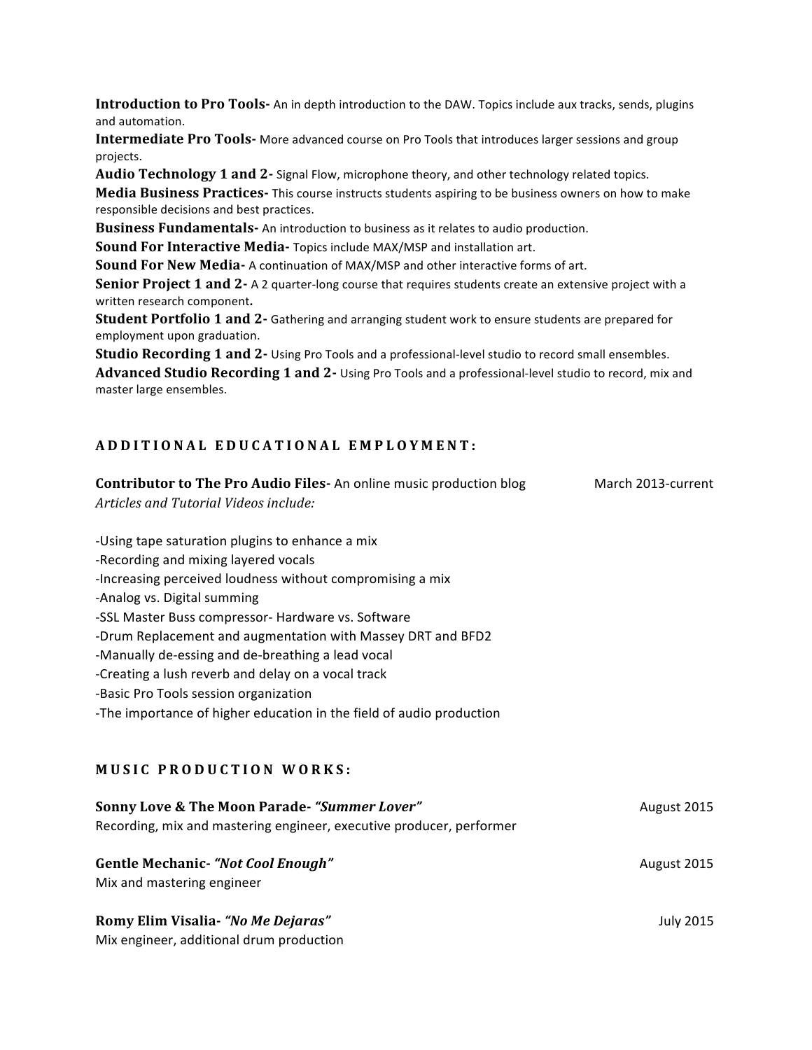**Introduction to Pro Tools-** An in depth introduction to the DAW. Topics include aux tracks, sends, plugins and automation.

**Intermediate Pro Tools-** More advanced course on Pro Tools that introduces larger sessions and group projects.

**Audio Technology 1 and 2-** Signal Flow, microphone theory, and other technology related topics.

**Media Business Practices-** This course instructs students aspiring to be business owners on how to make responsible decisions and best practices.

**Business Fundamentals-** An introduction to business as it relates to audio production.

**Sound For Interactive Media-** Topics include MAX/MSP and installation art.

**Sound For New Media-** A continuation of MAX/MSP and other interactive forms of art.

**Senior Project 1 and 2-** A 2 quarter-long course that requires students create an extensive project with a written research component**.**

**Student Portfolio 1 and 2-** Gathering and arranging student work to ensure students are prepared for employment upon graduation.

**Studio Recording 1 and 2-** Using Pro Tools and a professional-level studio to record small ensembles.

**Advanced Studio Recording 1 and 2-** Using Pro Tools and a professional-level studio to record, mix and master large ensembles.

## ADDITIONAL EDUCATIONAL EMPLOYMENT:

**Contributor to The Pro Audio Files-** An online music production blog — March 2013-current

*Articles and Tutorial Videos include:*

-Using tape saturation plugins to enhance a mix
-Recording and mixing layered vocals
-Increasing perceived loudness without compromising a mix
-Analog vs. Digital summing
-SSL Master Buss compressor- Hardware vs. Software
-Drum Replacement and augmentation with Massey DRT and BFD2
-Manually de-essing and de-breathing a lead vocal
-Creating a lush reverb and delay on a vocal track
-Basic Pro Tools session organization
-The importance of higher education in the field of audio production

## MUSIC PRODUCTION WORKS:

**Sonny Love & The Moon Parade- *"Summer Lover"*** — August 2015
Recording, mix and mastering engineer, executive producer, performer

**Gentle Mechanic- *"Not Cool Enough"*** — August 2015
Mix and mastering engineer

**Romy Elim Visalia- *"No Me Dejaras"*** — July 2015
Mix engineer, additional drum production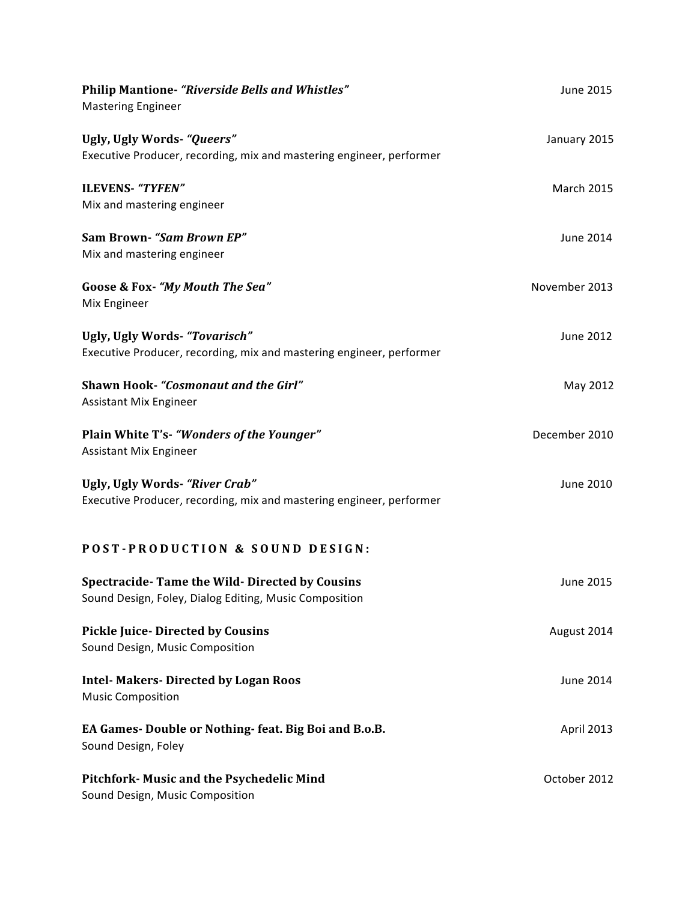**Philip Mantione-** ***"Riverside Bells and Whistles"*** June 2015
Mastering Engineer

**Ugly, Ugly Words-** ***"Queers"*** January 2015
Executive Producer, recording, mix and mastering engineer, performer

**ILEVENS-** ***"TYFEN"*** March 2015
Mix and mastering engineer

**Sam Brown-** ***"Sam Brown EP"*** June 2014
Mix and mastering engineer

**Goose & Fox-** ***"My Mouth The Sea"*** November 2013
Mix Engineer

**Ugly, Ugly Words-** ***"Tovarisch"*** June 2012
Executive Producer, recording, mix and mastering engineer, performer

**Shawn Hook-** ***"Cosmonaut and the Girl"*** May 2012
Assistant Mix Engineer

**Plain White T's-** ***"Wonders of the Younger"*** December 2010
Assistant Mix Engineer

**Ugly, Ugly Words-** ***"River Crab"*** June 2010
Executive Producer, recording, mix and mastering engineer, performer

## POST-PRODUCTION & SOUND DESIGN:

**Spectracide- Tame the Wild- Directed by Cousins** June 2015
Sound Design, Foley, Dialog Editing, Music Composition

**Pickle Juice- Directed by Cousins** August 2014
Sound Design, Music Composition

**Intel- Makers- Directed by Logan Roos** June 2014
Music Composition

**EA Games- Double or Nothing- feat. Big Boi and B.o.B.** April 2013
Sound Design, Foley

**Pitchfork- Music and the Psychedelic Mind** October 2012
Sound Design, Music Composition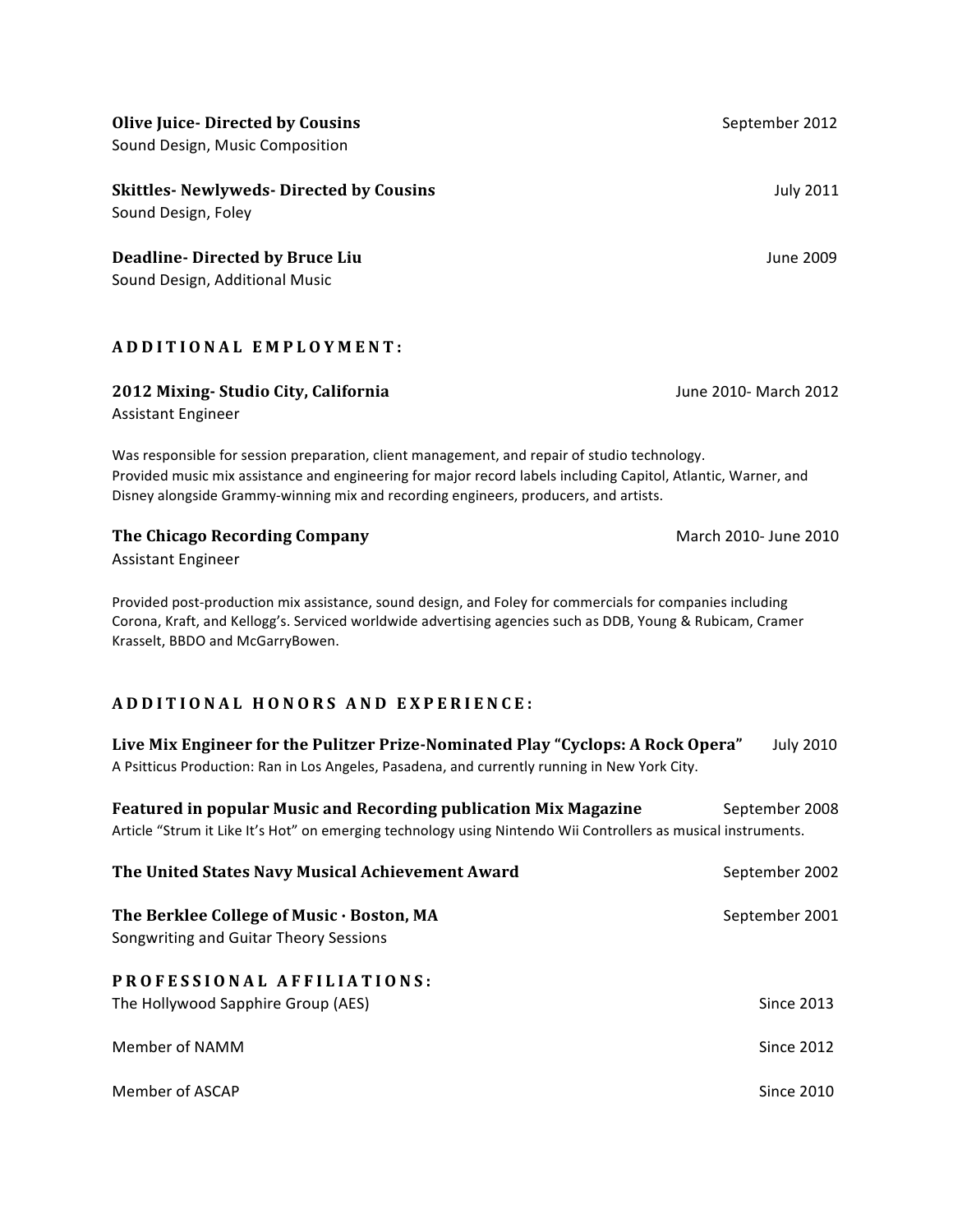**Olive Juice- Directed by Cousins** September 2012
Sound Design, Music Composition

**Skittles- Newlyweds- Directed by Cousins** July 2011
Sound Design, Foley

**Deadline- Directed by Bruce Liu** June 2009
Sound Design, Additional Music

## ADDITIONAL EMPLOYMENT:

**2012 Mixing- Studio City, California** June 2010- March 2012
Assistant Engineer

Was responsible for session preparation, client management, and repair of studio technology.
Provided music mix assistance and engineering for major record labels including Capitol, Atlantic, Warner, and Disney alongside Grammy-winning mix and recording engineers, producers, and artists.

**The Chicago Recording Company** March 2010- June 2010
Assistant Engineer

Provided post-production mix assistance, sound design, and Foley for commercials for companies including Corona, Kraft, and Kellogg's. Serviced worldwide advertising agencies such as DDB, Young & Rubicam, Cramer Krasselt, BBDO and McGarryBowen.

## ADDITIONAL HONORS AND EXPERIENCE:

**Live Mix Engineer for the Pulitzer Prize-Nominated Play "Cyclops: A Rock Opera"** July 2010
A Psitticus Production: Ran in Los Angeles, Pasadena, and currently running in New York City.

**Featured in popular Music and Recording publication Mix Magazine** September 2008
Article "Strum it Like It's Hot" on emerging technology using Nintendo Wii Controllers as musical instruments.

**The United States Navy Musical Achievement Award** September 2002

**The Berklee College of Music · Boston, MA** September 2001
Songwriting and Guitar Theory Sessions

## PROFESSIONAL AFFILIATIONS:

The Hollywood Sapphire Group (AES) Since 2013

Member of NAMM Since 2012

Member of ASCAP Since 2010